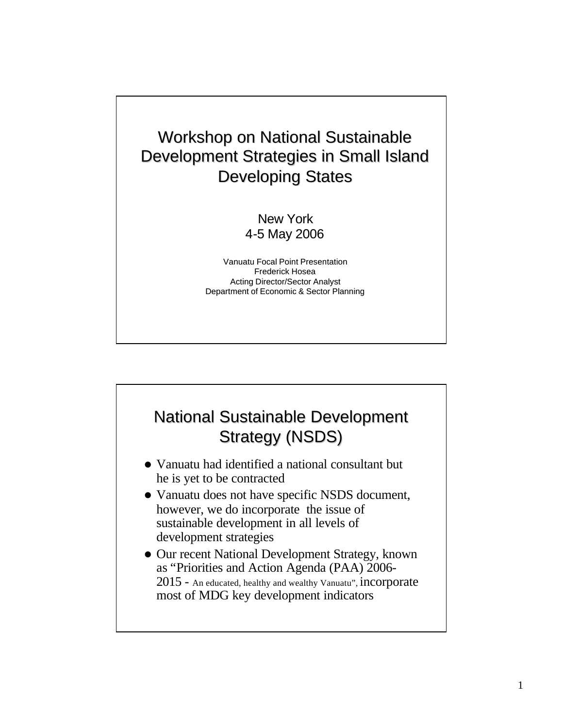# Workshop on National Sustainable Development Strategies in Small Island Developing States

New York
4-5 May 2006

Vanuatu Focal Point Presentation
Frederick Hosea
Acting Director/Sector Analyst
Department of Economic & Sector Planning

# National Sustainable Development Strategy (NSDS)

- Vanuatu had identified a national consultant but he is yet to be contracted
- Vanuatu does not have specific NSDS document, however, we do incorporate the issue of sustainable development in all levels of development strategies
- Our recent National Development Strategy, known as "Priorities and Action Agenda (PAA) 2006-2015 - An educated, healthy and wealthy Vanuatu", incorporate most of MDG key development indicators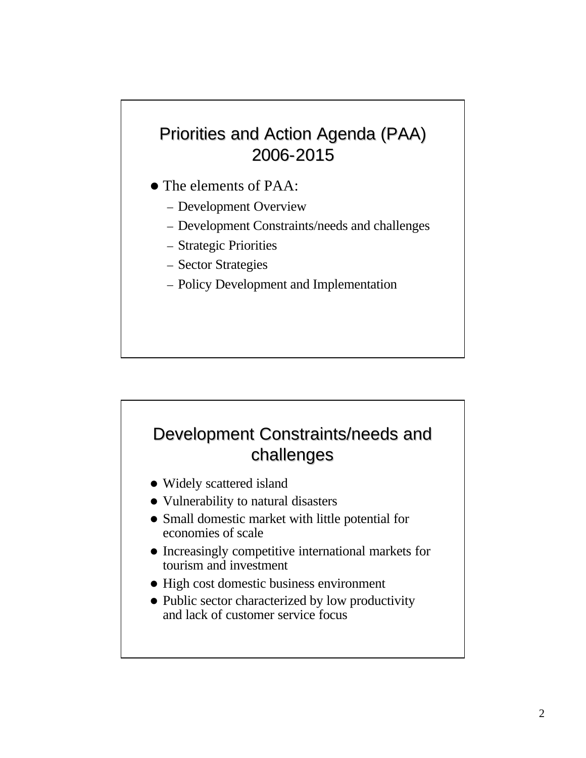## Priorities and Action Agenda (PAA) 2006-2015

- The elements of PAA:
  - Development Overview
  - Development Constraints/needs and challenges
  - Strategic Priorities
  - Sector Strategies
  - Policy Development and Implementation

## Development Constraints/needs and challenges

- Widely scattered island
- Vulnerability to natural disasters
- Small domestic market with little potential for economies of scale
- Increasingly competitive international markets for tourism and investment
- High cost domestic business environment
- Public sector characterized by low productivity and lack of customer service focus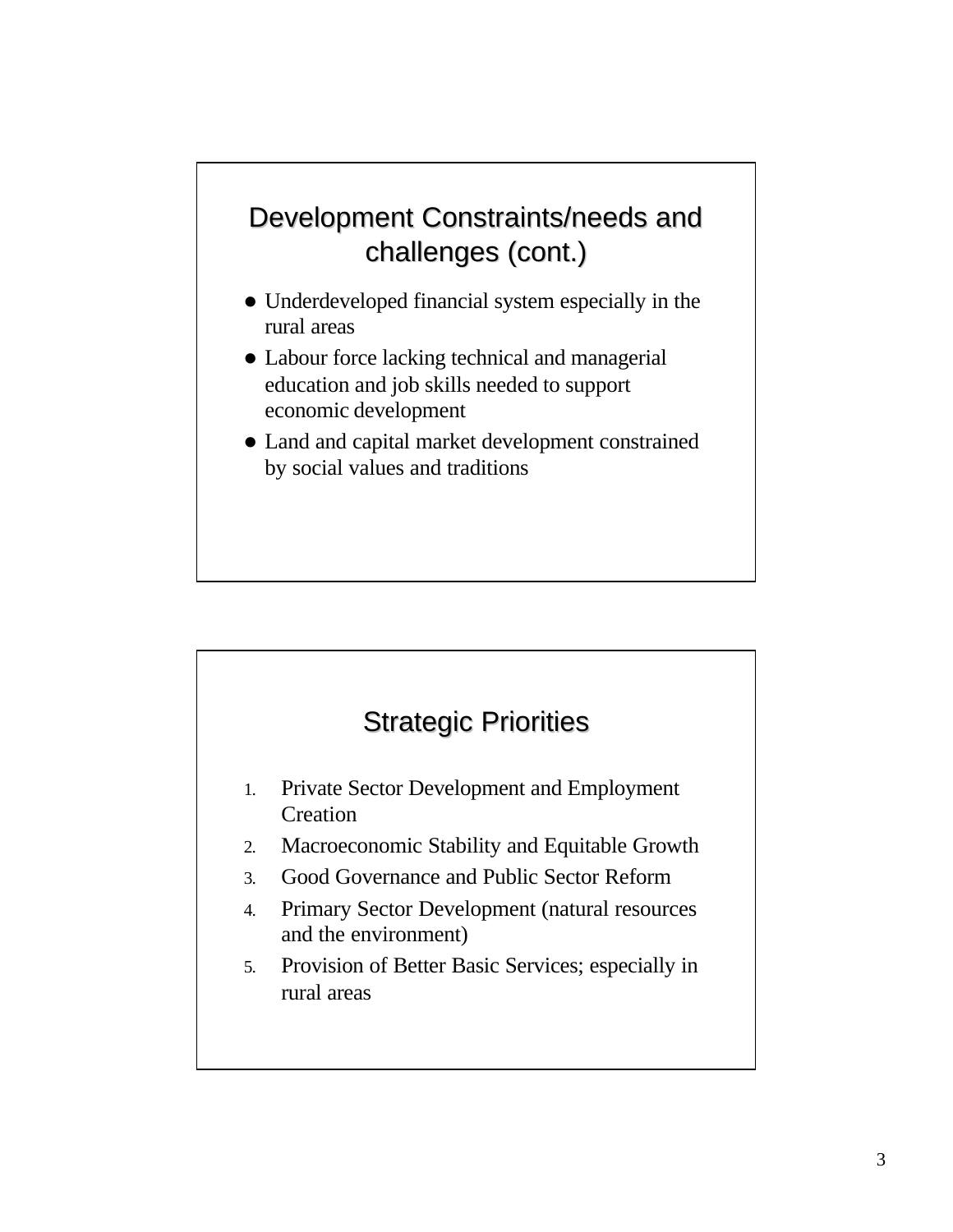## Development Constraints/needs and challenges (cont.)

- Underdeveloped financial system especially in the rural areas
- Labour force lacking technical and managerial education and job skills needed to support economic development
- Land and capital market development constrained by social values and traditions

## Strategic Priorities

1. Private Sector Development and Employment Creation
2. Macroeconomic Stability and Equitable Growth
3. Good Governance and Public Sector Reform
4. Primary Sector Development (natural resources and the environment)
5. Provision of Better Basic Services; especially in rural areas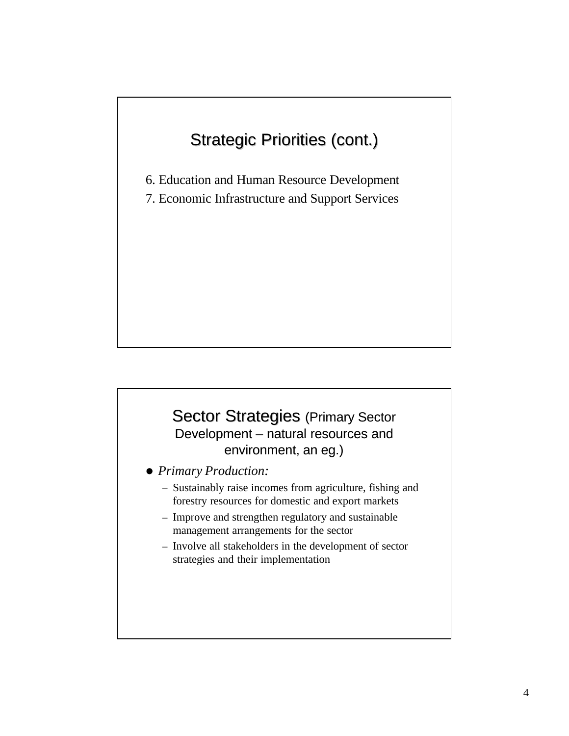## Strategic Priorities (cont.)

6. Education and Human Resource Development
7. Economic Infrastructure and Support Services

## Sector Strategies (Primary Sector Development – natural resources and environment, an eg.)

- *Primary Production:*
  - Sustainably raise incomes from agriculture, fishing and forestry resources for domestic and export markets
  - Improve and strengthen regulatory and sustainable management arrangements for the sector
  - Involve all stakeholders in the development of sector strategies and their implementation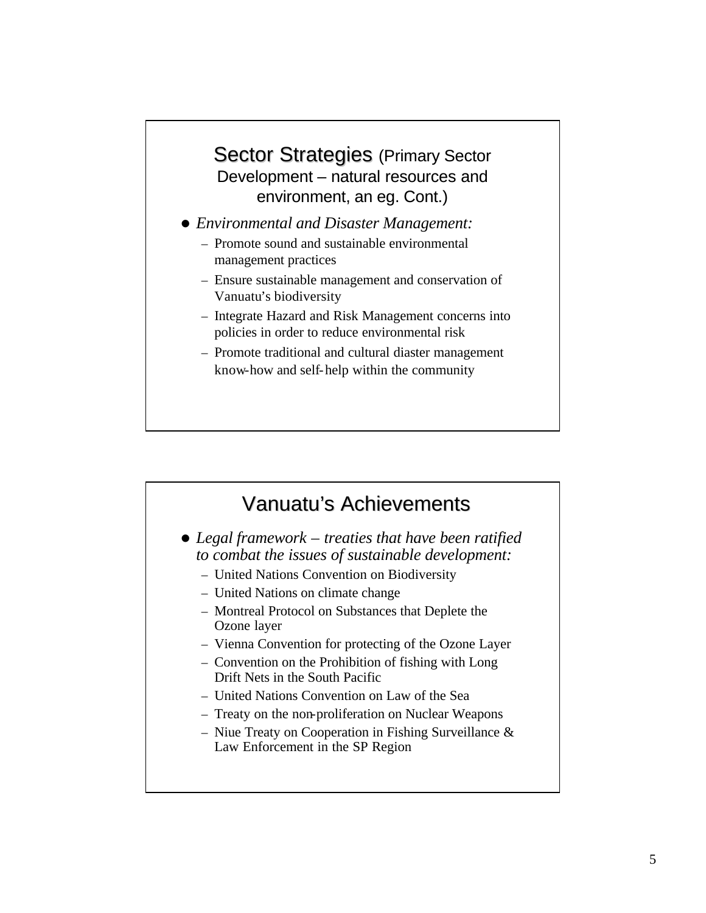## Sector Strategies (Primary Sector Development – natural resources and environment, an eg. Cont.)

- *Environmental and Disaster Management:*
  - Promote sound and sustainable environmental management practices
  - Ensure sustainable management and conservation of Vanuatu's biodiversity
  - Integrate Hazard and Risk Management concerns into policies in order to reduce environmental risk
  - Promote traditional and cultural diaster management know-how and self-help within the community

## Vanuatu's Achievements

- *Legal framework – treaties that have been ratified to combat the issues of sustainable development:*
  - United Nations Convention on Biodiversity
  - United Nations on climate change
  - Montreal Protocol on Substances that Deplete the Ozone layer
  - Vienna Convention for protecting of the Ozone Layer
  - Convention on the Prohibition of fishing with Long Drift Nets in the South Pacific
  - United Nations Convention on Law of the Sea
  - Treaty on the non-proliferation on Nuclear Weapons
  - Niue Treaty on Cooperation in Fishing Surveillance & Law Enforcement in the SP Region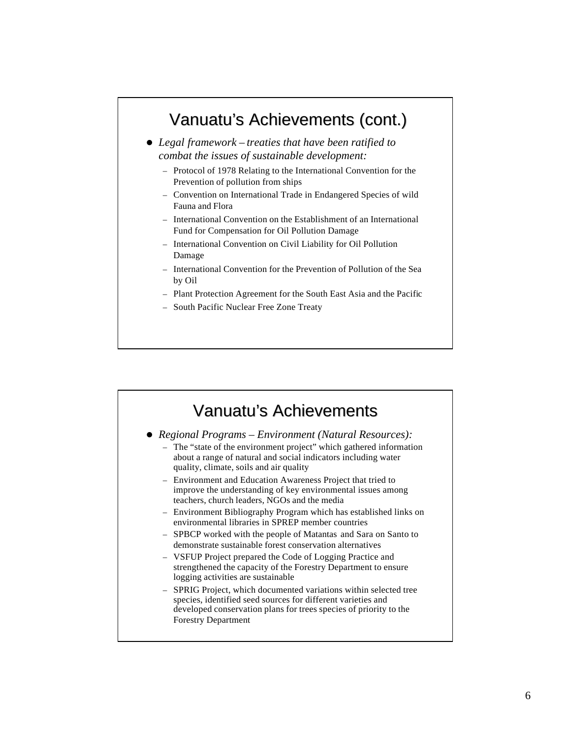## Vanuatu's Achievements (cont.)

- *Legal framework – treaties that have been ratified to combat the issues of sustainable development:*
  - Protocol of 1978 Relating to the International Convention for the Prevention of pollution from ships
  - Convention on International Trade in Endangered Species of wild Fauna and Flora
  - International Convention on the Establishment of an International Fund for Compensation for Oil Pollution Damage
  - International Convention on Civil Liability for Oil Pollution Damage
  - International Convention for the Prevention of Pollution of the Sea by Oil
  - Plant Protection Agreement for the South East Asia and the Pacific
  - South Pacific Nuclear Free Zone Treaty

## Vanuatu's Achievements

- *Regional Programs – Environment (Natural Resources):*
  - The "state of the environment project" which gathered information about a range of natural and social indicators including water quality, climate, soils and air quality
  - Environment and Education Awareness Project that tried to improve the understanding of key environmental issues among teachers, church leaders, NGOs and the media
  - Environment Bibliography Program which has established links on environmental libraries in SPREP member countries
  - SPBCP worked with the people of Matantas and Sara on Santo to demonstrate sustainable forest conservation alternatives
  - VSFUP Project prepared the Code of Logging Practice and strengthened the capacity of the Forestry Department to ensure logging activities are sustainable
  - SPRIG Project, which documented variations within selected tree species, identified seed sources for different varieties and developed conservation plans for trees species of priority to the Forestry Department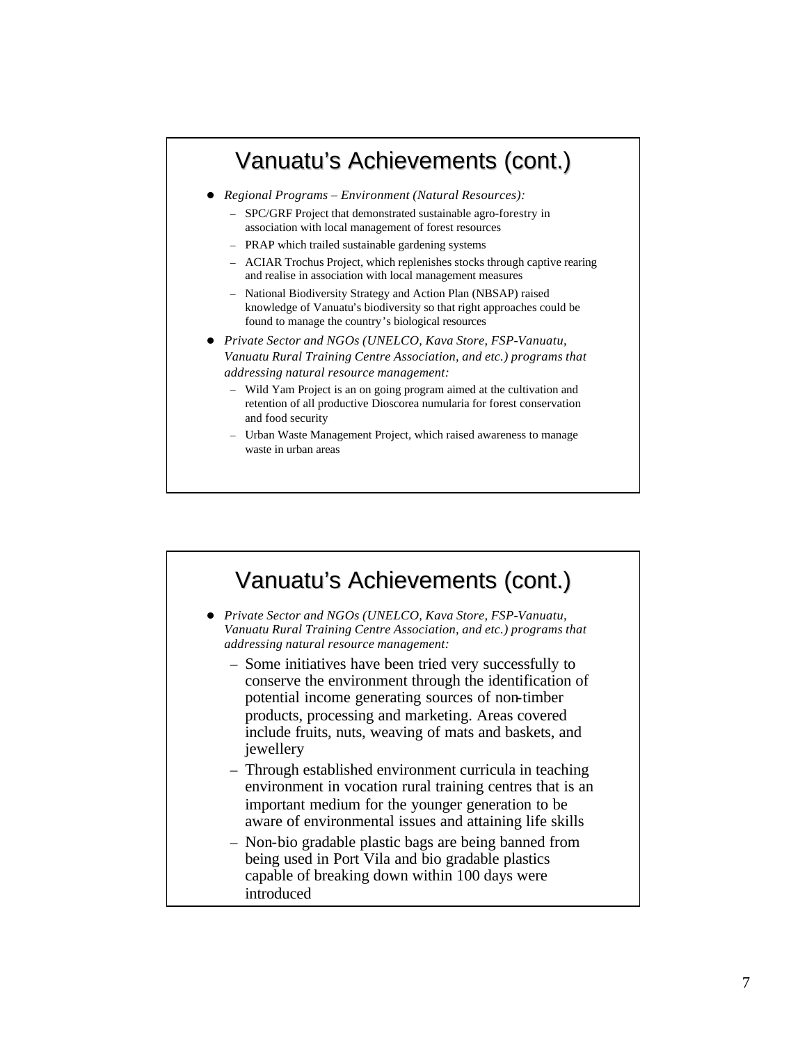## Vanuatu's Achievements (cont.)

- *Regional Programs – Environment (Natural Resources):*
  - SPC/GRF Project that demonstrated sustainable agro-forestry in association with local management of forest resources
  - PRAP which trailed sustainable gardening systems
  - ACIAR Trochus Project, which replenishes stocks through captive rearing and realise in association with local management measures
  - National Biodiversity Strategy and Action Plan (NBSAP) raised knowledge of Vanuatu's biodiversity so that right approaches could be found to manage the country's biological resources
- *Private Sector and NGOs (UNELCO, Kava Store, FSP-Vanuatu, Vanuatu Rural Training Centre Association, and etc.) programs that addressing natural resource management:*
  - Wild Yam Project is an on going program aimed at the cultivation and retention of all productive Dioscorea numularia for forest conservation and food security
  - Urban Waste Management Project, which raised awareness to manage waste in urban areas

## Vanuatu's Achievements (cont.)

- *Private Sector and NGOs (UNELCO, Kava Store, FSP-Vanuatu, Vanuatu Rural Training Centre Association, and etc.) programs that addressing natural resource management:*
  - Some initiatives have been tried very successfully to conserve the environment through the identification of potential income generating sources of non-timber products, processing and marketing. Areas covered include fruits, nuts, weaving of mats and baskets, and jewellery
  - Through established environment curricula in teaching environment in vocation rural training centres that is an important medium for the younger generation to be aware of environmental issues and attaining life skills
  - Non-bio gradable plastic bags are being banned from being used in Port Vila and bio gradable plastics capable of breaking down within 100 days were introduced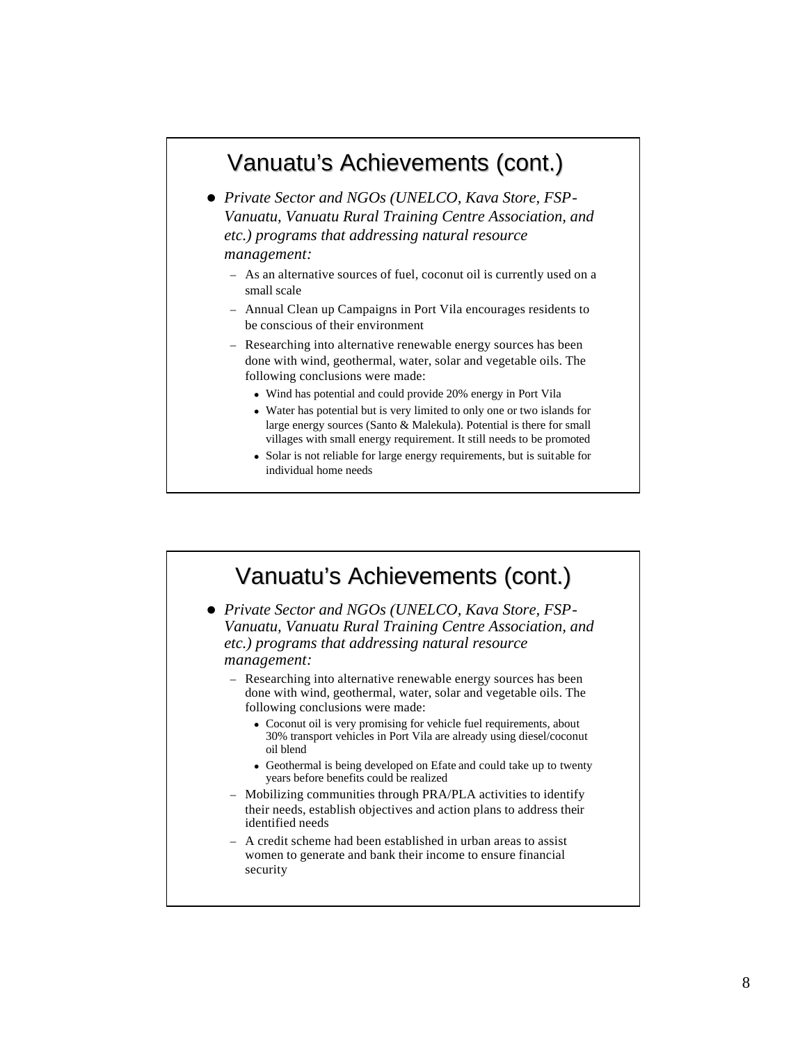## Vanuatu's Achievements (cont.)

- *Private Sector and NGOs (UNELCO, Kava Store, FSP-Vanuatu, Vanuatu Rural Training Centre Association, and etc.) programs that addressing natural resource management:*
  - As an alternative sources of fuel, coconut oil is currently used on a small scale
  - Annual Clean up Campaigns in Port Vila encourages residents to be conscious of their environment
  - Researching into alternative renewable energy sources has been done with wind, geothermal, water, solar and vegetable oils. The following conclusions were made:
    - Wind has potential and could provide 20% energy in Port Vila
    - Water has potential but is very limited to only one or two islands for large energy sources (Santo & Malekula). Potential is there for small villages with small energy requirement. It still needs to be promoted
    - Solar is not reliable for large energy requirements, but is suitable for individual home needs

## Vanuatu's Achievements (cont.)

- *Private Sector and NGOs (UNELCO, Kava Store, FSP-Vanuatu, Vanuatu Rural Training Centre Association, and etc.) programs that addressing natural resource management:*
  - Researching into alternative renewable energy sources has been done with wind, geothermal, water, solar and vegetable oils. The following conclusions were made:
    - Coconut oil is very promising for vehicle fuel requirements, about 30% transport vehicles in Port Vila are already using diesel/coconut oil blend
    - Geothermal is being developed on Efate and could take up to twenty years before benefits could be realized
  - Mobilizing communities through PRA/PLA activities to identify their needs, establish objectives and action plans to address their identified needs
  - A credit scheme had been established in urban areas to assist women to generate and bank their income to ensure financial security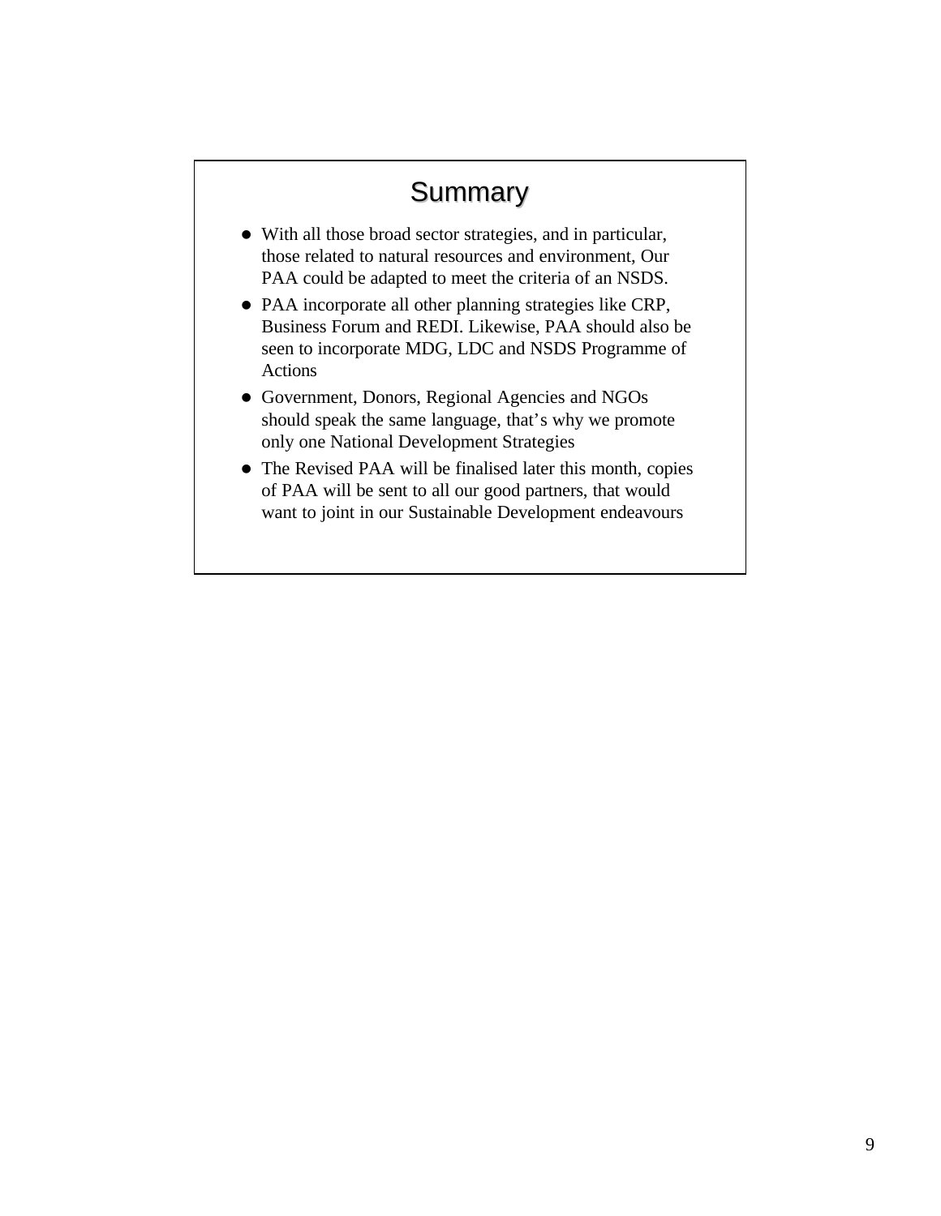# Summary

- With all those broad sector strategies, and in particular, those related to natural resources and environment, Our PAA could be adapted to meet the criteria of an NSDS.
- PAA incorporate all other planning strategies like CRP, Business Forum and REDI. Likewise, PAA should also be seen to incorporate MDG, LDC and NSDS Programme of Actions
- Government, Donors, Regional Agencies and NGOs should speak the same language, that's why we promote only one National Development Strategies
- The Revised PAA will be finalised later this month, copies of PAA will be sent to all our good partners, that would want to joint in our Sustainable Development endeavours